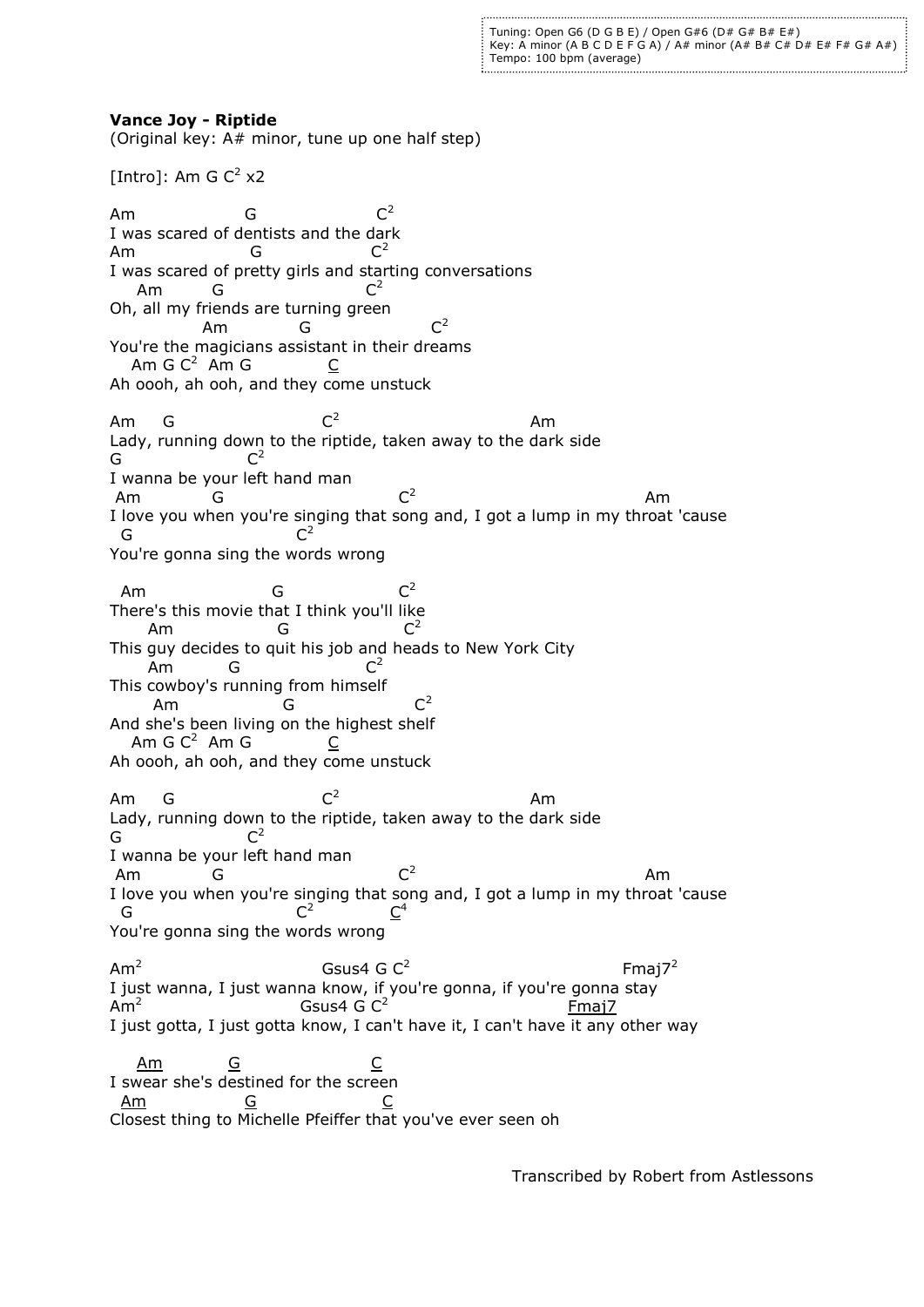```
Tuning: Open G6 (D G B E) / Open G#6 (D# G# B# E#)
Key: A minor (A B C D E F G A) / A# minor (A# B# C# D# E# F# G# A#)
Tempo: 100 bpm (average)
```

**Vance Joy - Riptide**
(Original key: A# minor, tune up one half step)

[Intro]: Am G C² x2

```
Am                G                  C²
I was scared of dentists and the dark
Am                 G                 C²
I was scared of pretty girls and starting conversations
     Am        G                    C²
Oh, all my friends are turning green
             Am           G                      C²
You're the magicians assistant in their dreams
    Am G C²  Am G           C
Ah oooh, ah ooh, and they come unstuck

Am    G                       C²                                     Am
Lady, running down to the riptide, taken away to the dark side
G                  C²
I wanna be your left hand man
 Am          G                          C²                                              Am
I love you when you're singing that song and, I got a lump in my throat 'cause
  G                       C²
You're gonna sing the words wrong

  Am                     G                  C²
There's this movie that I think you'll like
      Am                G                   C²
This guy decides to quit his job and heads to New York City
      Am        G                  C²
This cowboy's running from himself
       Am               G                   C²
And she's been living on the highest shelf
    Am G C²  Am G            C
Ah oooh, ah ooh, and they come unstuck

Am    G                       C²                                     Am
Lady, running down to the riptide, taken away to the dark side
G                  C²
I wanna be your left hand man
 Am          G                          C²                                              Am
I love you when you're singing that song and, I got a lump in my throat 'cause
  G                       C²          C⁴
You're gonna sing the words wrong

Am²                          Gsus4 G C²                                  Fmaj7²
I just wanna, I just wanna know, if you're gonna, if you're gonna stay
Am²                      Gsus4 G C²                            Fmaj7
I just gotta, I just gotta know, I can't have it, I can't have it any other way

     Am          G                    C
I swear she's destined for the screen
  Am              G                   C
Closest thing to Michelle Pfeiffer that you've ever seen oh
```

Transcribed by Robert from Astlessons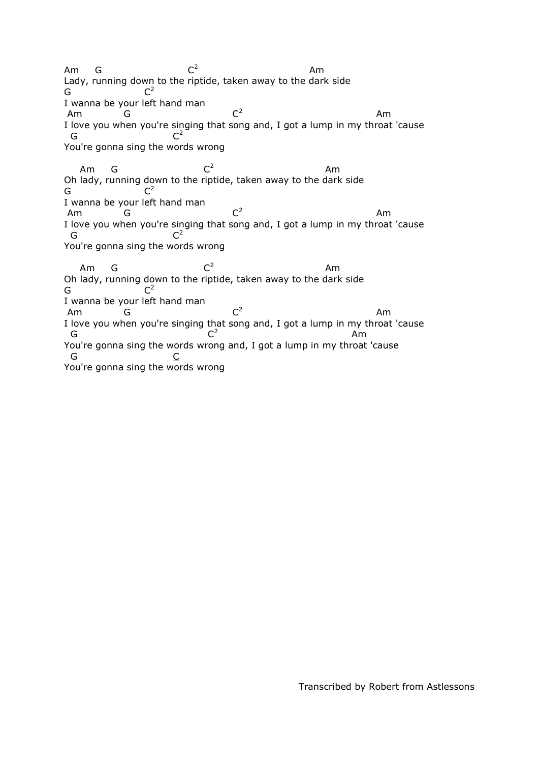```
Am     G                       C²                              Am
Lady, running down to the riptide, taken away to the dark side
G                  C²
I wanna be your left hand man
 Am          G                       C²                                     Am
I love you when you're singing that song and, I got a lump in my throat 'cause
 G                        C²
You're gonna sing the words wrong

    Am     G                       C²                              Am
Oh lady, running down to the riptide, taken away to the dark side
G                  C²
I wanna be your left hand man
 Am          G                       C²                                     Am
I love you when you're singing that song and, I got a lump in my throat 'cause
 G                        C²
You're gonna sing the words wrong

    Am     G                       C²                              Am
Oh lady, running down to the riptide, taken away to the dark side
G                  C²
I wanna be your left hand man
 Am          G                       C²                                     Am
I love you when you're singing that song and, I got a lump in my throat 'cause
 G                                C²                                  Am
You're gonna sing the words wrong and, I got a lump in my throat 'cause
 G                        C
You're gonna sing the words wrong
```

Transcribed by Robert from Astlessons